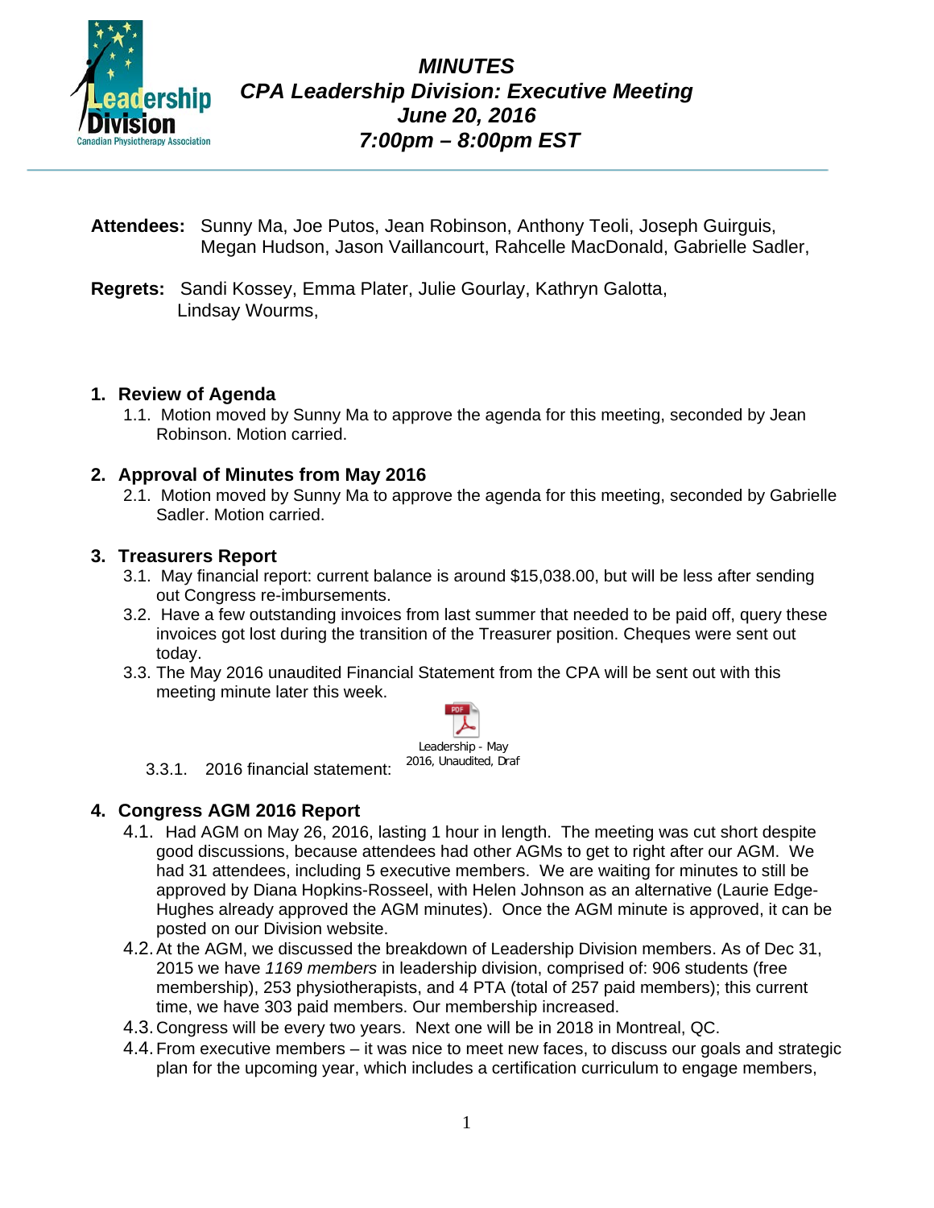# MINUTES
## CPA Leadership Division: Executive Meeting
## June 20, 2016
## 7:00pm – 8:00pm EST

**Attendees:** Sunny Ma, Joe Putos, Jean Robinson, Anthony Teoli, Joseph Guirguis, Megan Hudson, Jason Vaillancourt, Rahcelle MacDonald, Gabrielle Sadler,

**Regrets:** Sandi Kossey, Emma Plater, Julie Gourlay, Kathryn Galotta, Lindsay Wourms,

### 1. Review of Agenda

1.1. Motion moved by Sunny Ma to approve the agenda for this meeting, seconded by Jean Robinson. Motion carried.

### 2. Approval of Minutes from May 2016

2.1. Motion moved by Sunny Ma to approve the agenda for this meeting, seconded by Gabrielle Sadler. Motion carried.

### 3. Treasurers Report

3.1. May financial report: current balance is around $15,038.00, but will be less after sending out Congress re-imbursements.

3.2. Have a few outstanding invoices from last summer that needed to be paid off, query these invoices got lost during the transition of the Treasurer position. Cheques were sent out today.

3.3. The May 2016 unaudited Financial Statement from the CPA will be sent out with this meeting minute later this week.

3.3.1. 2016 financial statement: Leadership - May 2016, Unaudited, Draf

### 4. Congress AGM 2016 Report

4.1. Had AGM on May 26, 2016, lasting 1 hour in length. The meeting was cut short despite good discussions, because attendees had other AGMs to get to right after our AGM. We had 31 attendees, including 5 executive members. We are waiting for minutes to still be approved by Diana Hopkins-Rosseel, with Helen Johnson as an alternative (Laurie Edge-Hughes already approved the AGM minutes). Once the AGM minute is approved, it can be posted on our Division website.

4.2. At the AGM, we discussed the breakdown of Leadership Division members. As of Dec 31, 2015 we have *1169 members* in leadership division, comprised of: 906 students (free membership), 253 physiotherapists, and 4 PTA (total of 257 paid members); this current time, we have 303 paid members. Our membership increased.

4.3. Congress will be every two years. Next one will be in 2018 in Montreal, QC.

4.4. From executive members – it was nice to meet new faces, to discuss our goals and strategic plan for the upcoming year, which includes a certification curriculum to engage members,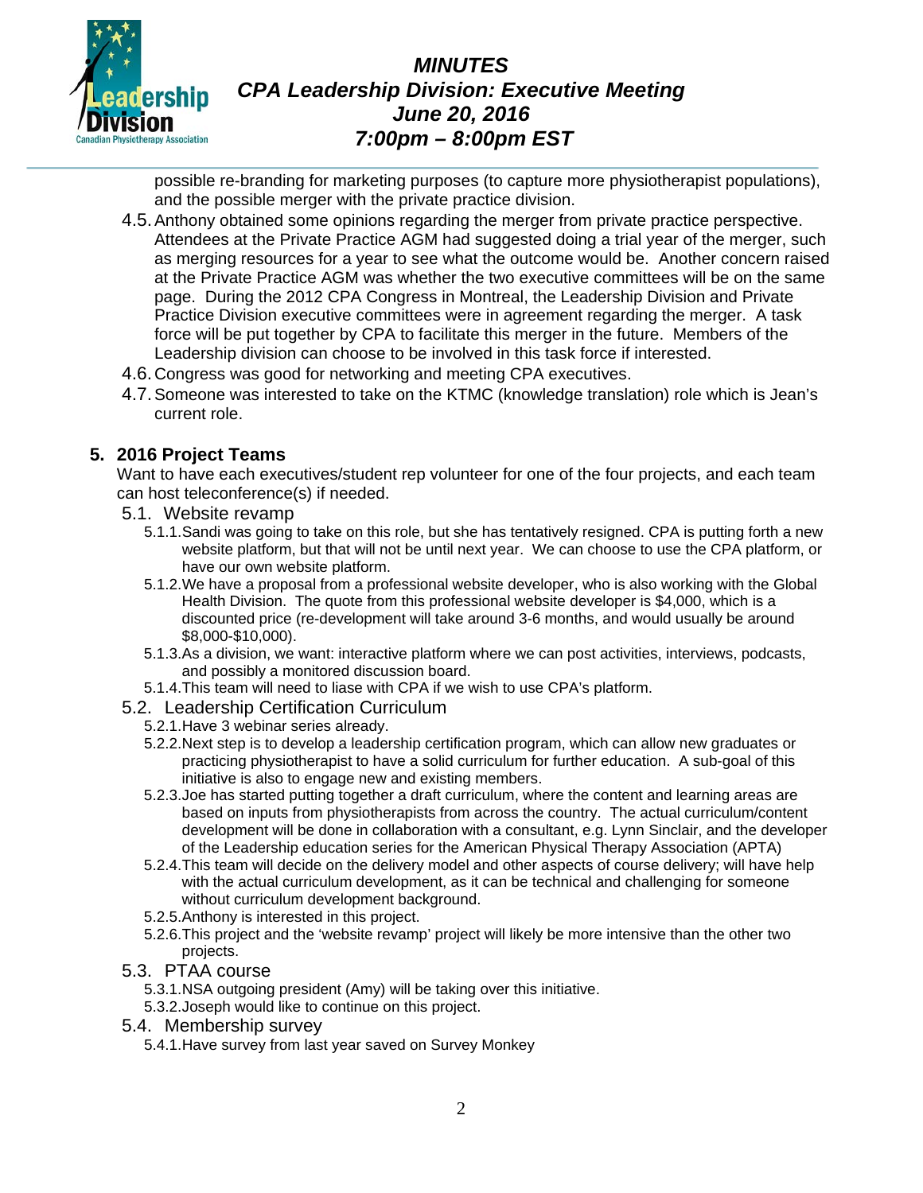possible re-branding for marketing purposes (to capture more physiotherapist populations), and the possible merger with the private practice division.

4.5. Anthony obtained some opinions regarding the merger from private practice perspective. Attendees at the Private Practice AGM had suggested doing a trial year of the merger, such as merging resources for a year to see what the outcome would be. Another concern raised at the Private Practice AGM was whether the two executive committees will be on the same page. During the 2012 CPA Congress in Montreal, the Leadership Division and Private Practice Division executive committees were in agreement regarding the merger. A task force will be put together by CPA to facilitate this merger in the future. Members of the Leadership division can choose to be involved in this task force if interested.

4.6. Congress was good for networking and meeting CPA executives.

4.7. Someone was interested to take on the KTMC (knowledge translation) role which is Jean's current role.

## 5. 2016 Project Teams

Want to have each executives/student rep volunteer for one of the four projects, and each team can host teleconference(s) if needed.

### 5.1. Website revamp

5.1.1. Sandi was going to take on this role, but she has tentatively resigned. CPA is putting forth a new website platform, but that will not be until next year. We can choose to use the CPA platform, or have our own website platform.

5.1.2. We have a proposal from a professional website developer, who is also working with the Global Health Division. The quote from this professional website developer is $4,000, which is a discounted price (re-development will take around 3-6 months, and would usually be around $8,000-$10,000).

5.1.3. As a division, we want: interactive platform where we can post activities, interviews, podcasts, and possibly a monitored discussion board.

5.1.4. This team will need to liase with CPA if we wish to use CPA's platform.

### 5.2. Leadership Certification Curriculum

5.2.1. Have 3 webinar series already.

5.2.2. Next step is to develop a leadership certification program, which can allow new graduates or practicing physiotherapist to have a solid curriculum for further education. A sub-goal of this initiative is also to engage new and existing members.

5.2.3. Joe has started putting together a draft curriculum, where the content and learning areas are based on inputs from physiotherapists from across the country. The actual curriculum/content development will be done in collaboration with a consultant, e.g. Lynn Sinclair, and the developer of the Leadership education series for the American Physical Therapy Association (APTA)

5.2.4. This team will decide on the delivery model and other aspects of course delivery; will have help with the actual curriculum development, as it can be technical and challenging for someone without curriculum development background.

5.2.5. Anthony is interested in this project.

5.2.6. This project and the 'website revamp' project will likely be more intensive than the other two projects.

### 5.3. PTAA course

5.3.1. NSA outgoing president (Amy) will be taking over this initiative.

5.3.2. Joseph would like to continue on this project.

### 5.4. Membership survey

5.4.1. Have survey from last year saved on Survey Monkey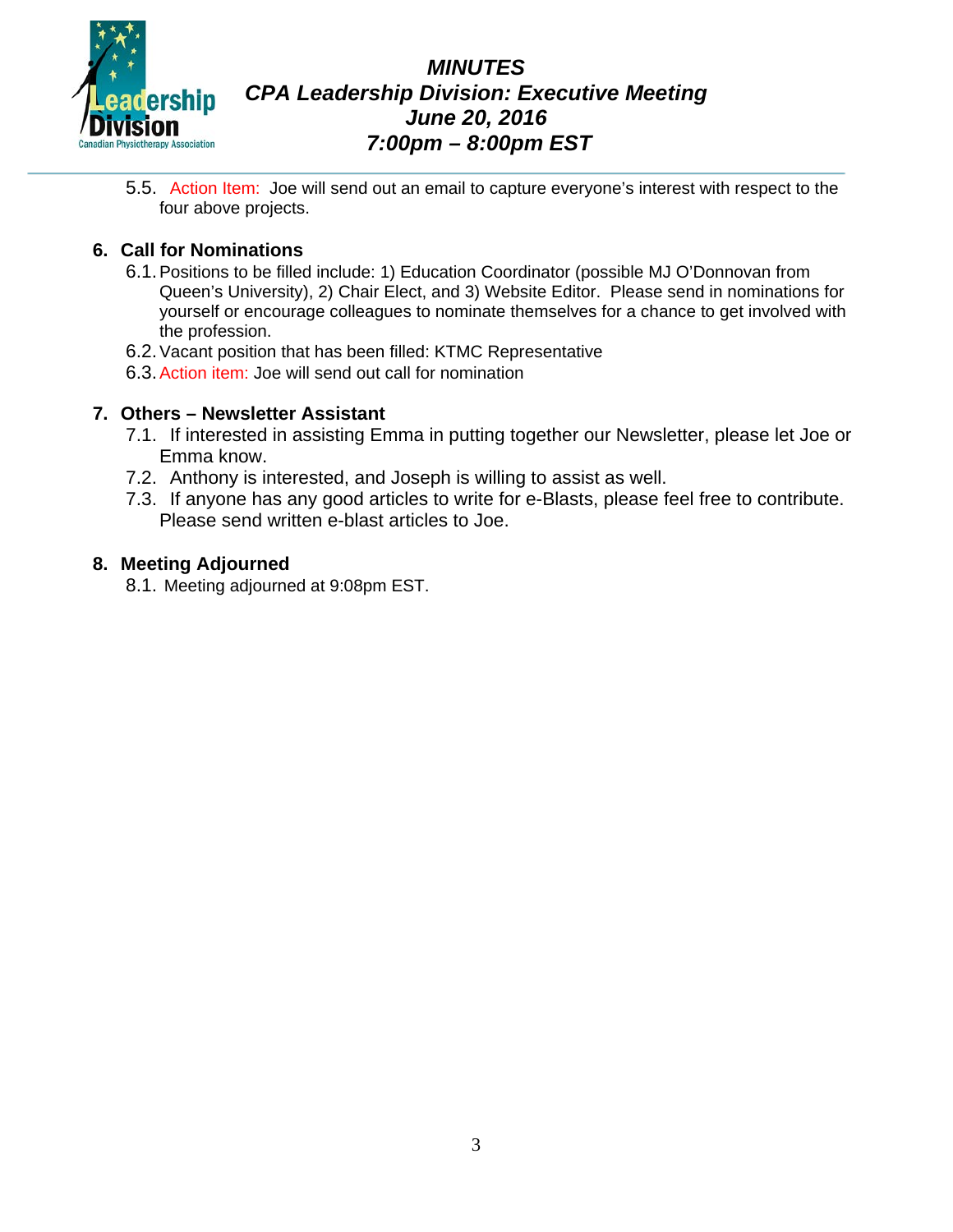5.5. Action Item: Joe will send out an email to capture everyone's interest with respect to the four above projects.

## 6. Call for Nominations

6.1. Positions to be filled include: 1) Education Coordinator (possible MJ O'Donnovan from Queen's University), 2) Chair Elect, and 3) Website Editor. Please send in nominations for yourself or encourage colleagues to nominate themselves for a chance to get involved with the profession.

6.2. Vacant position that has been filled: KTMC Representative

6.3. Action item: Joe will send out call for nomination

## 7. Others – Newsletter Assistant

7.1. If interested in assisting Emma in putting together our Newsletter, please let Joe or Emma know.

7.2. Anthony is interested, and Joseph is willing to assist as well.

7.3. If anyone has any good articles to write for e-Blasts, please feel free to contribute. Please send written e-blast articles to Joe.

## 8. Meeting Adjourned

8.1. Meeting adjourned at 9:08pm EST.